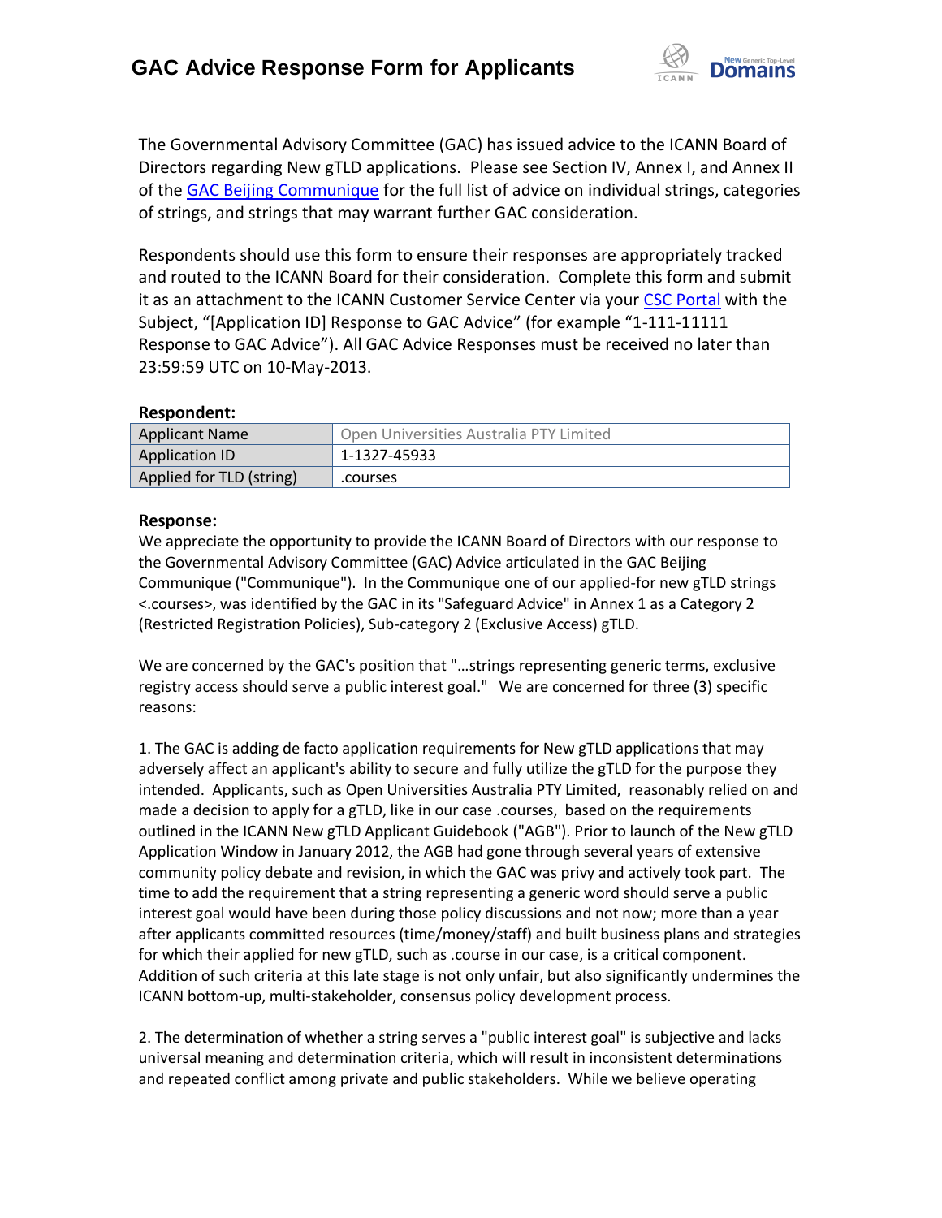# GAC Advice Response Form for Applicants

The Governmental Advisory Committee (GAC) has issued advice to the ICANN Board of Directors regarding New gTLD applications. Please see Section IV, Annex I, and Annex II of the GAC Beijing Communique for the full list of advice on individual strings, categories of strings, and strings that may warrant further GAC consideration.

Respondents should use this form to ensure their responses are appropriately tracked and routed to the ICANN Board for their consideration. Complete this form and submit it as an attachment to the ICANN Customer Service Center via your CSC Portal with the Subject, "[Application ID] Response to GAC Advice" (for example "1-111-11111 Response to GAC Advice"). All GAC Advice Responses must be received no later than 23:59:59 UTC on 10-May-2013.

**Respondent:**

| Applicant Name | Open Universities Australia PTY Limited |
|---|---|
| Application ID | 1-1327-45933 |
| Applied for TLD (string) | .courses |

**Response:**

We appreciate the opportunity to provide the ICANN Board of Directors with our response to the Governmental Advisory Committee (GAC) Advice articulated in the GAC Beijing Communique ("Communique"). In the Communique one of our applied-for new gTLD strings <.courses>, was identified by the GAC in its "Safeguard Advice" in Annex 1 as a Category 2 (Restricted Registration Policies), Sub-category 2 (Exclusive Access) gTLD.

We are concerned by the GAC's position that "...strings representing generic terms, exclusive registry access should serve a public interest goal." We are concerned for three (3) specific reasons:

1. The GAC is adding de facto application requirements for New gTLD applications that may adversely affect an applicant's ability to secure and fully utilize the gTLD for the purpose they intended. Applicants, such as Open Universities Australia PTY Limited, reasonably relied on and made a decision to apply for a gTLD, like in our case .courses, based on the requirements outlined in the ICANN New gTLD Applicant Guidebook ("AGB"). Prior to launch of the New gTLD Application Window in January 2012, the AGB had gone through several years of extensive community policy debate and revision, in which the GAC was privy and actively took part. The time to add the requirement that a string representing a generic word should serve a public interest goal would have been during those policy discussions and not now; more than a year after applicants committed resources (time/money/staff) and built business plans and strategies for which their applied for new gTLD, such as .course in our case, is a critical component. Addition of such criteria at this late stage is not only unfair, but also significantly undermines the ICANN bottom-up, multi-stakeholder, consensus policy development process.

2. The determination of whether a string serves a "public interest goal" is subjective and lacks universal meaning and determination criteria, which will result in inconsistent determinations and repeated conflict among private and public stakeholders. While we believe operating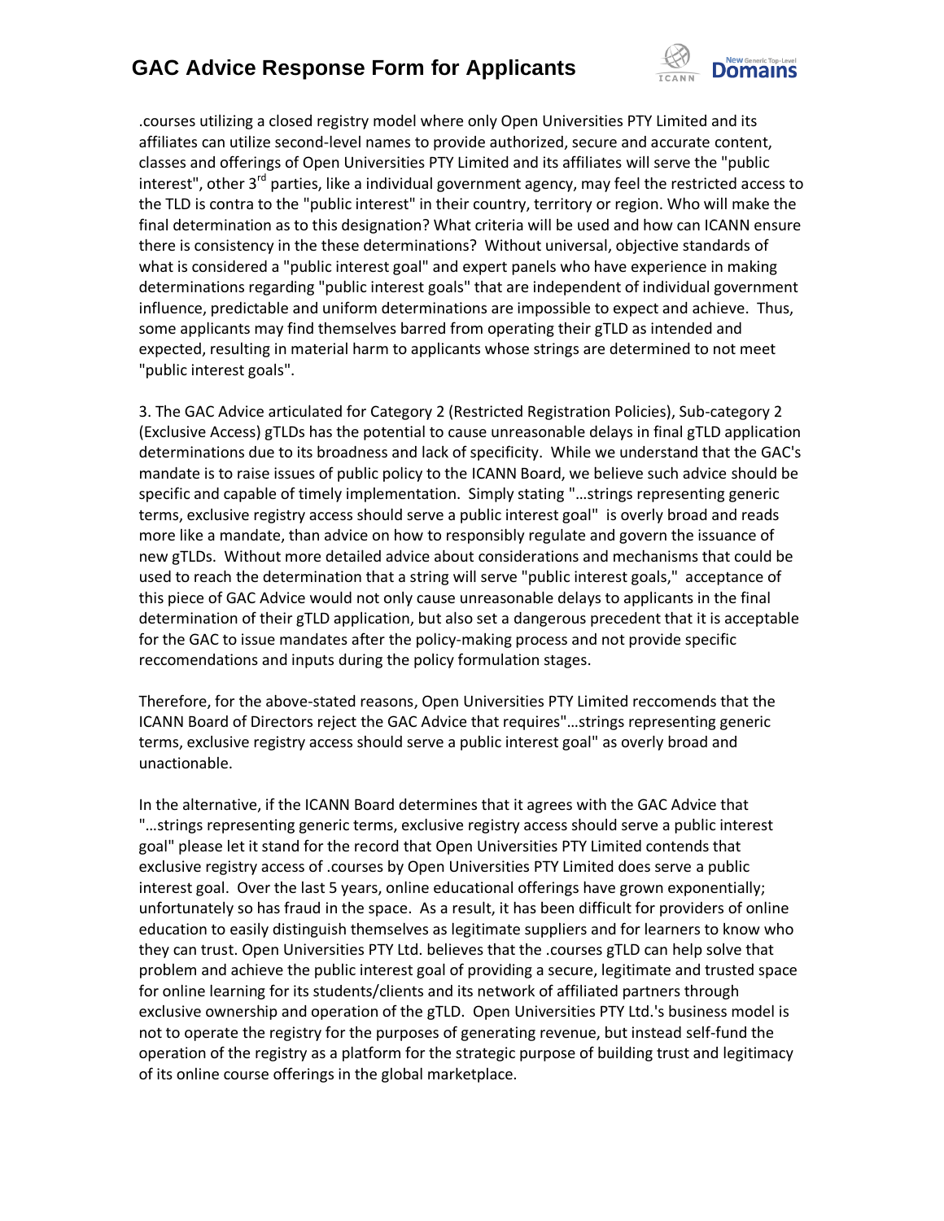.courses utilizing a closed registry model where only Open Universities PTY Limited and its affiliates can utilize second-level names to provide authorized, secure and accurate content, classes and offerings of Open Universities PTY Limited and its affiliates will serve the "public interest", other 3rd parties, like a individual government agency, may feel the restricted access to the TLD is contra to the "public interest" in their country, territory or region. Who will make the final determination as to this designation? What criteria will be used and how can ICANN ensure there is consistency in the these determinations? Without universal, objective standards of what is considered a "public interest goal" and expert panels who have experience in making determinations regarding "public interest goals" that are independent of individual government influence, predictable and uniform determinations are impossible to expect and achieve. Thus, some applicants may find themselves barred from operating their gTLD as intended and expected, resulting in material harm to applicants whose strings are determined to not meet "public interest goals".

3. The GAC Advice articulated for Category 2 (Restricted Registration Policies), Sub-category 2 (Exclusive Access) gTLDs has the potential to cause unreasonable delays in final gTLD application determinations due to its broadness and lack of specificity. While we understand that the GAC's mandate is to raise issues of public policy to the ICANN Board, we believe such advice should be specific and capable of timely implementation. Simply stating "…strings representing generic terms, exclusive registry access should serve a public interest goal" is overly broad and reads more like a mandate, than advice on how to responsibly regulate and govern the issuance of new gTLDs. Without more detailed advice about considerations and mechanisms that could be used to reach the determination that a string will serve "public interest goals," acceptance of this piece of GAC Advice would not only cause unreasonable delays to applicants in the final determination of their gTLD application, but also set a dangerous precedent that it is acceptable for the GAC to issue mandates after the policy-making process and not provide specific reccomendations and inputs during the policy formulation stages.

Therefore, for the above-stated reasons, Open Universities PTY Limited reccomends that the ICANN Board of Directors reject the GAC Advice that requires"…strings representing generic terms, exclusive registry access should serve a public interest goal" as overly broad and unactionable.

In the alternative, if the ICANN Board determines that it agrees with the GAC Advice that "…strings representing generic terms, exclusive registry access should serve a public interest goal" please let it stand for the record that Open Universities PTY Limited contends that exclusive registry access of .courses by Open Universities PTY Limited does serve a public interest goal. Over the last 5 years, online educational offerings have grown exponentially; unfortunately so has fraud in the space. As a result, it has been difficult for providers of online education to easily distinguish themselves as legitimate suppliers and for learners to know who they can trust. Open Universities PTY Ltd. believes that the .courses gTLD can help solve that problem and achieve the public interest goal of providing a secure, legitimate and trusted space for online learning for its students/clients and its network of affiliated partners through exclusive ownership and operation of the gTLD. Open Universities PTY Ltd.'s business model is not to operate the registry for the purposes of generating revenue, but instead self-fund the operation of the registry as a platform for the strategic purpose of building trust and legitimacy of its online course offerings in the global marketplace.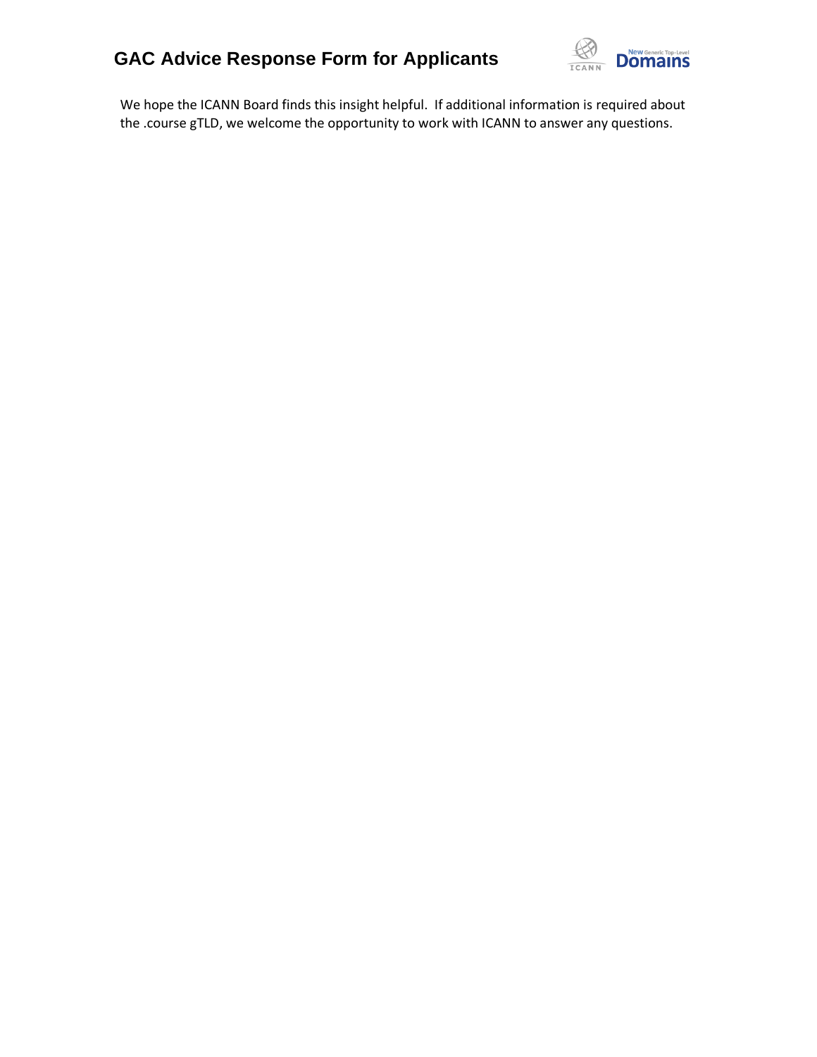We hope the ICANN Board finds this insight helpful. If additional information is required about the .course gTLD, we welcome the opportunity to work with ICANN to answer any questions.